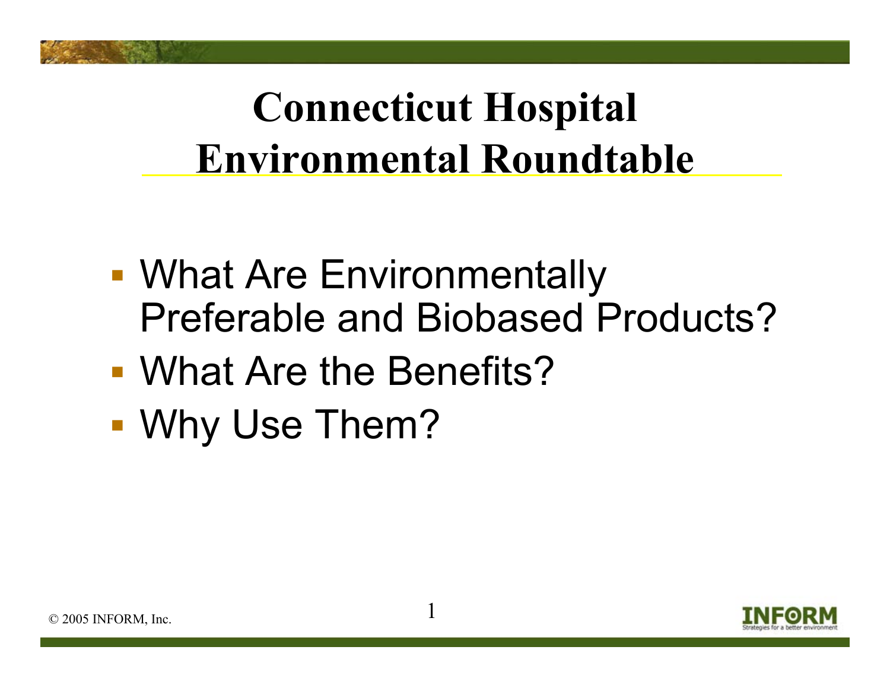# Connecticut Hospital Environmental Roundtable

- What Are Environmentally Preferable and Biobased Products?
- What Are the Benefits?
- Why Use Them?

© 2005 INFORM, Inc.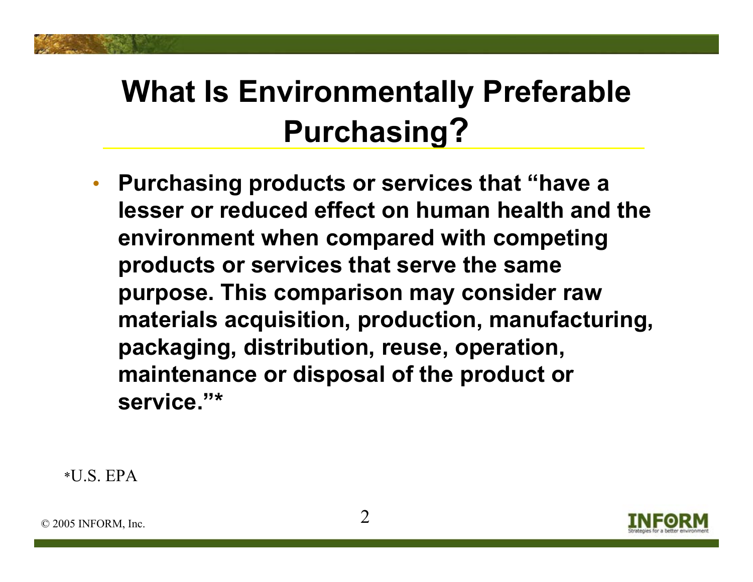# What Is Environmentally Preferable Purchasing?

- **Purchasing products or services that "have a lesser or reduced effect on human health and the environment when compared with competing products or services that serve the same purpose. This comparison may consider raw materials acquisition, production, manufacturing, packaging, distribution, reuse, operation, maintenance or disposal of the product or service."***

*U.S. EPA

© 2005 INFORM, Inc.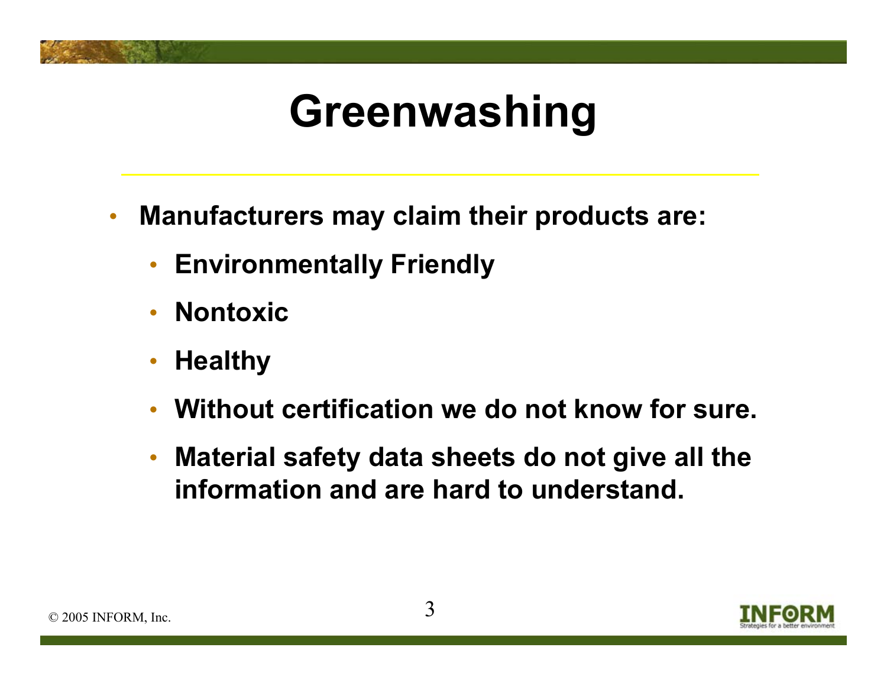# Greenwashing

- Manufacturers may claim their products are:
  - Environmentally Friendly
  - Nontoxic
  - Healthy
  - Without certification we do not know for sure.
  - Material safety data sheets do not give all the information and are hard to understand.

© 2005 INFORM, Inc.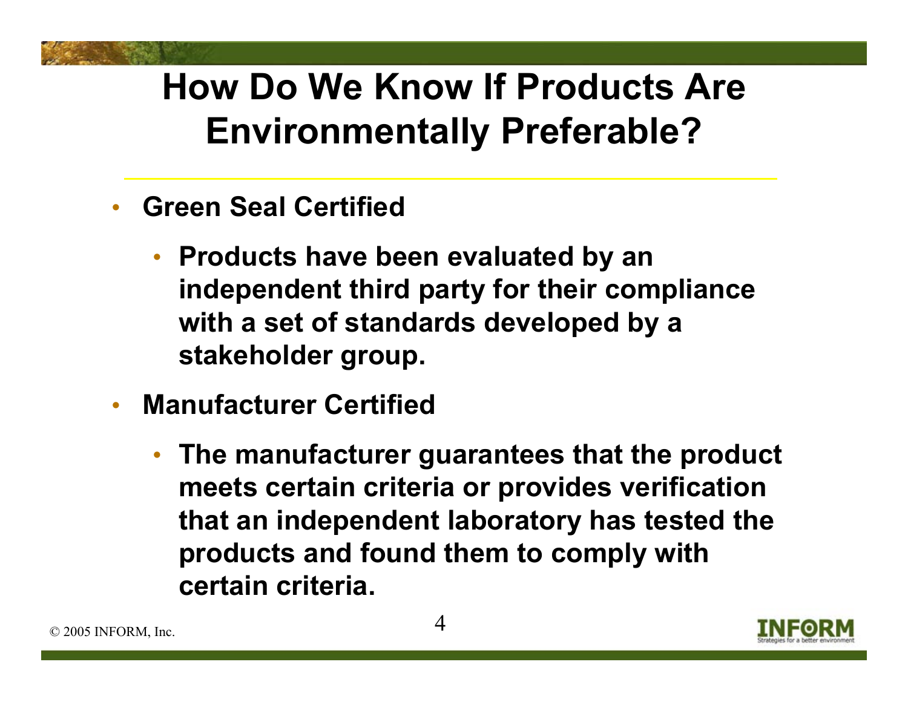# How Do We Know If Products Are Environmentally Preferable?

- **Green Seal Certified**
  - **Products have been evaluated by an independent third party for their compliance with a set of standards developed by a stakeholder group.**
- **Manufacturer Certified**
  - **The manufacturer guarantees that the product meets certain criteria or provides verification that an independent laboratory has tested the products and found them to comply with certain criteria.**

© 2005 INFORM, Inc.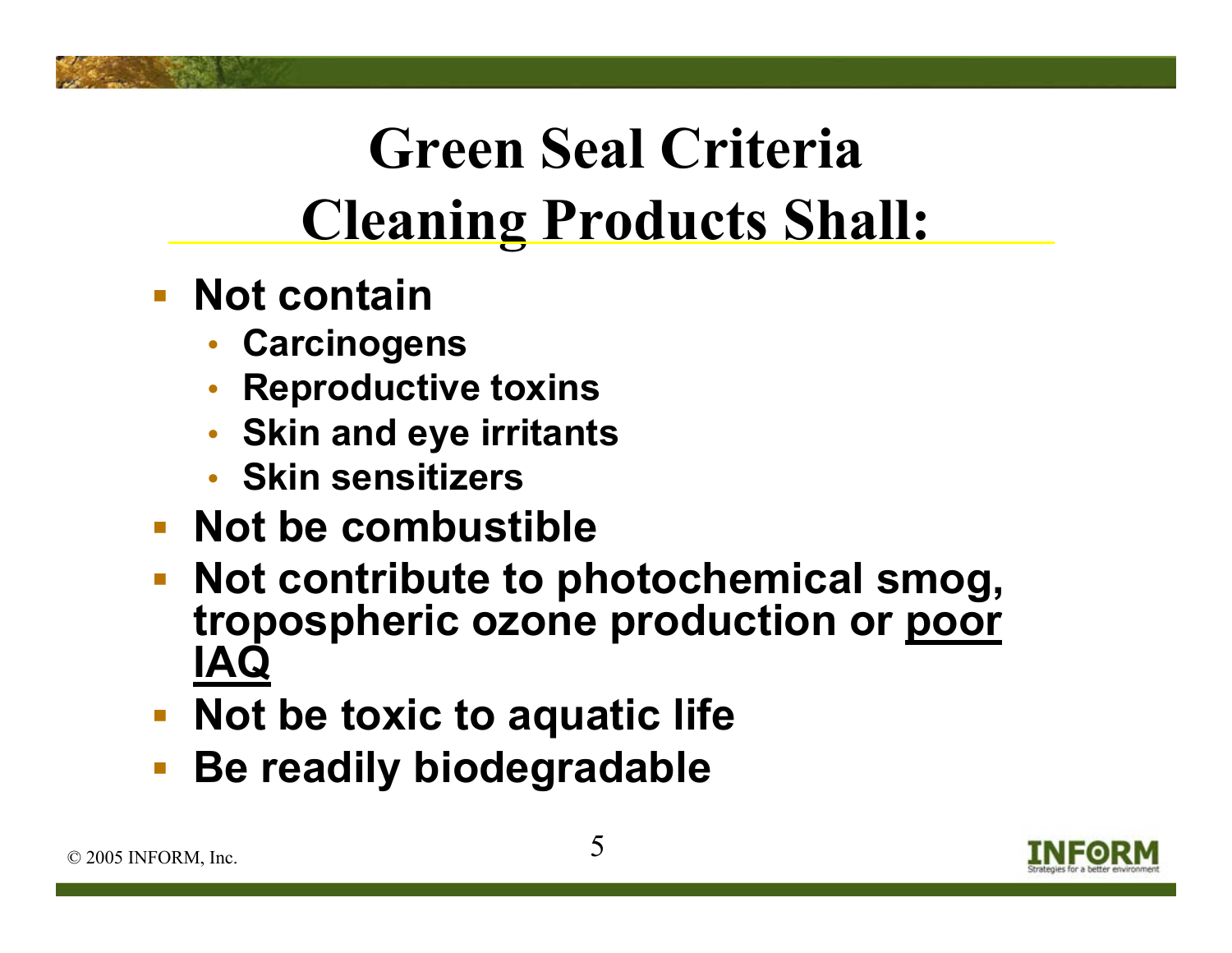# Green Seal Criteria
# Cleaning Products Shall:

- **Not contain**
  - **Carcinogens**
  - **Reproductive toxins**
  - **Skin and eye irritants**
  - **Skin sensitizers**
- **Not be combustible**
- **Not contribute to photochemical smog, tropospheric ozone production or <u>poor IAQ</u>**
- **Not be toxic to aquatic life**
- **Be readily biodegradable**

© 2005 INFORM, Inc.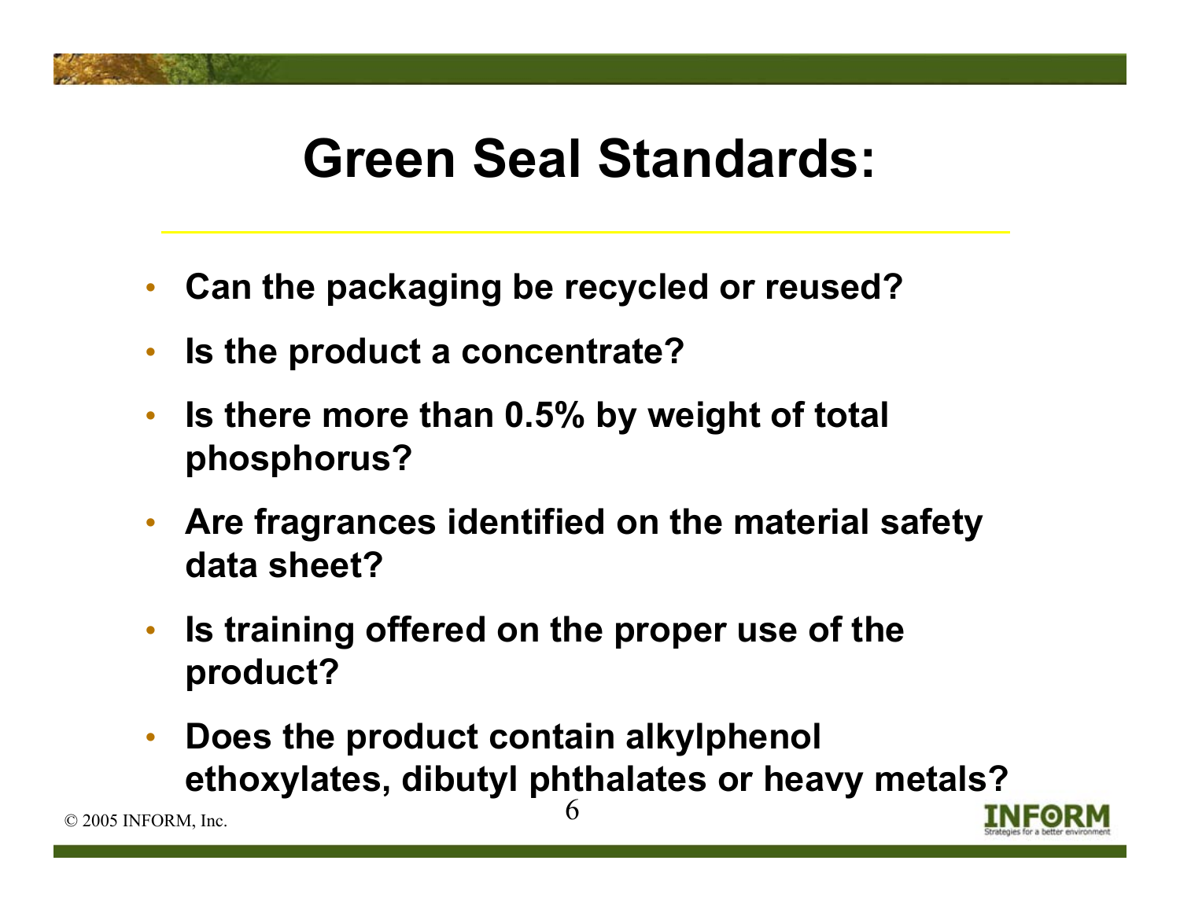# Green Seal Standards:

- **Can the packaging be recycled or reused?**
- **Is the product a concentrate?**
- **Is there more than 0.5% by weight of total phosphorus?**
- **Are fragrances identified on the material safety data sheet?**
- **Is training offered on the proper use of the product?**
- **Does the product contain alkylphenol ethoxylates, dibutyl phthalates or heavy metals?**

© 2005 INFORM, Inc.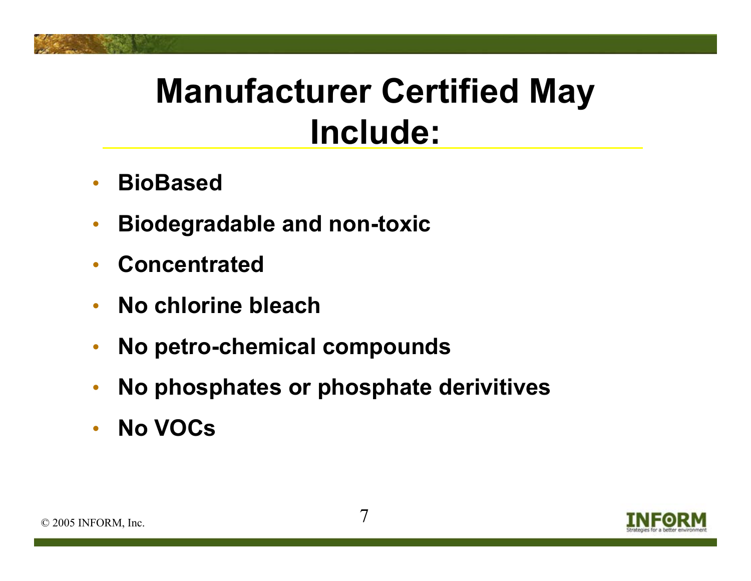# Manufacturer Certified May Include:

- **BioBased**
- **Biodegradable and non-toxic**
- **Concentrated**
- **No chlorine bleach**
- **No petro-chemical compounds**
- **No phosphates or phosphate derivitives**
- **No VOCs**

© 2005 INFORM, Inc.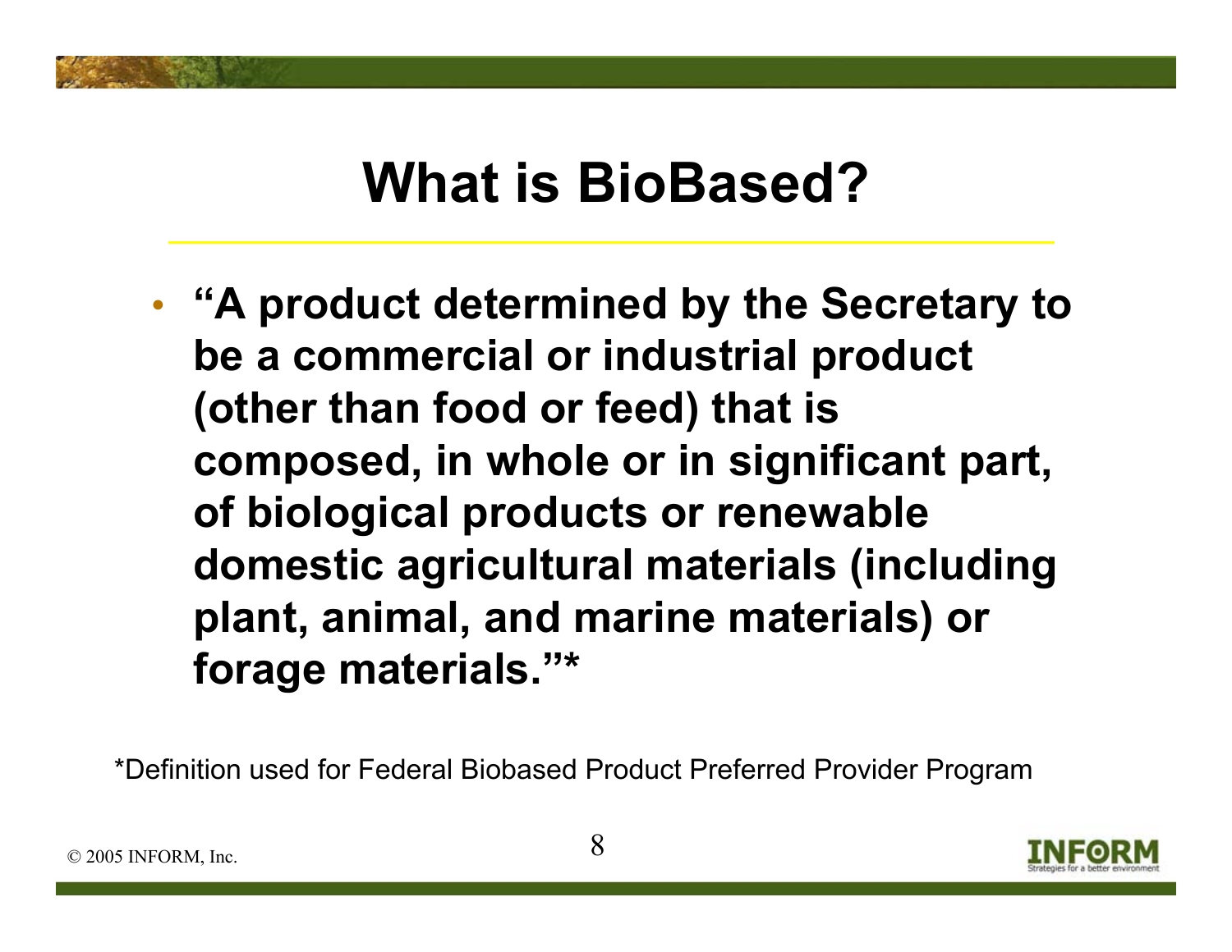# What is BioBased?

- **"A product determined by the Secretary to be a commercial or industrial product (other than food or feed) that is composed, in whole or in significant part, of biological products or renewable domestic agricultural materials (including plant, animal, and marine materials) or forage materials."***

*Definition used for Federal Biobased Product Preferred Provider Program

© 2005 INFORM, Inc.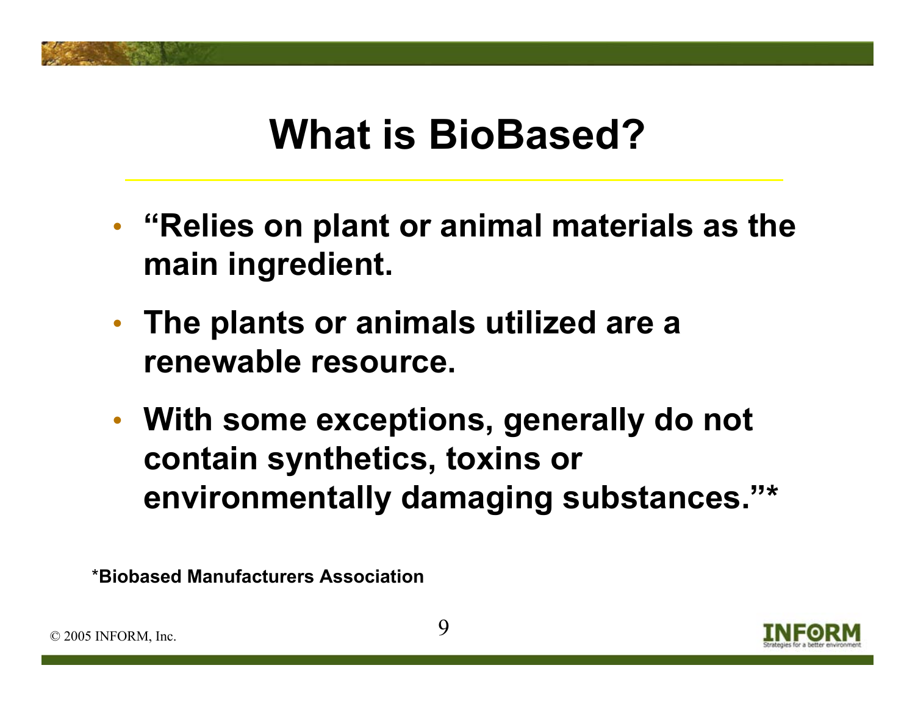# What is BioBased?

- **“Relies on plant or animal materials as the main ingredient.**
- **The plants or animals utilized are a renewable resource.**
- **With some exceptions, generally do not contain synthetics, toxins or environmentally damaging substances.”***

***Biobased Manufacturers Association**

© 2005 INFORM, Inc.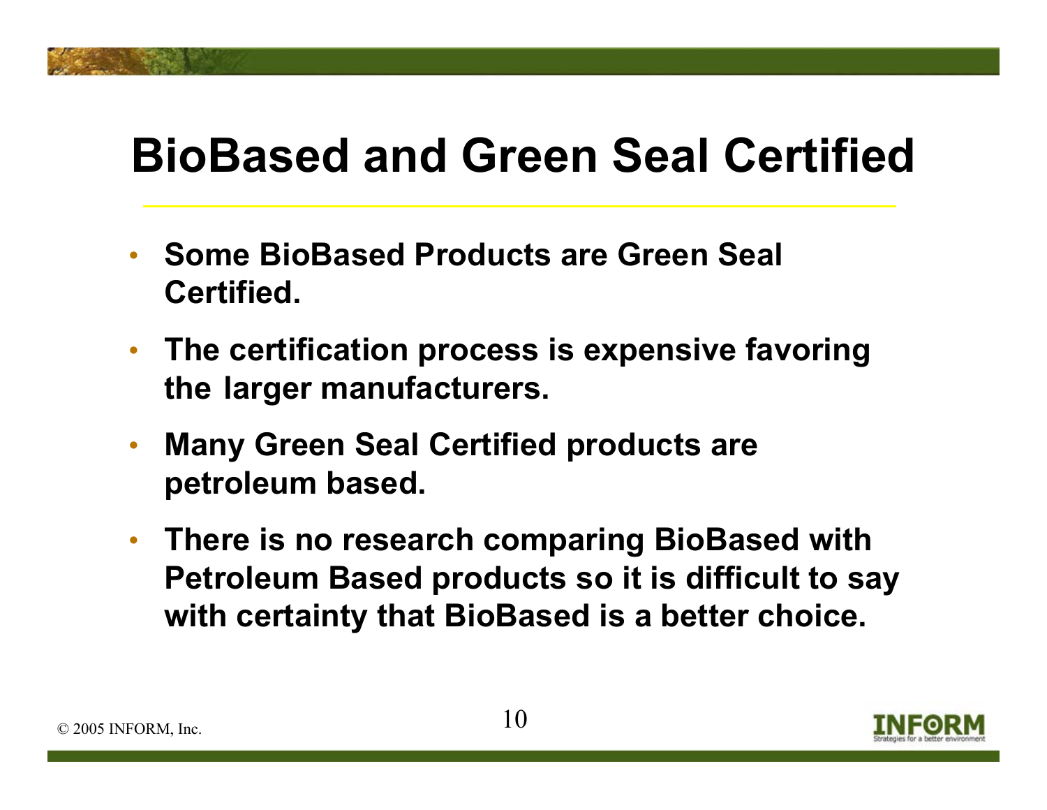# BioBased and Green Seal Certified

- **Some BioBased Products are Green Seal Certified.**
- **The certification process is expensive favoring the larger manufacturers.**
- **Many Green Seal Certified products are petroleum based.**
- **There is no research comparing BioBased with Petroleum Based products so it is difficult to say with certainty that BioBased is a better choice.**

© 2005 INFORM, Inc.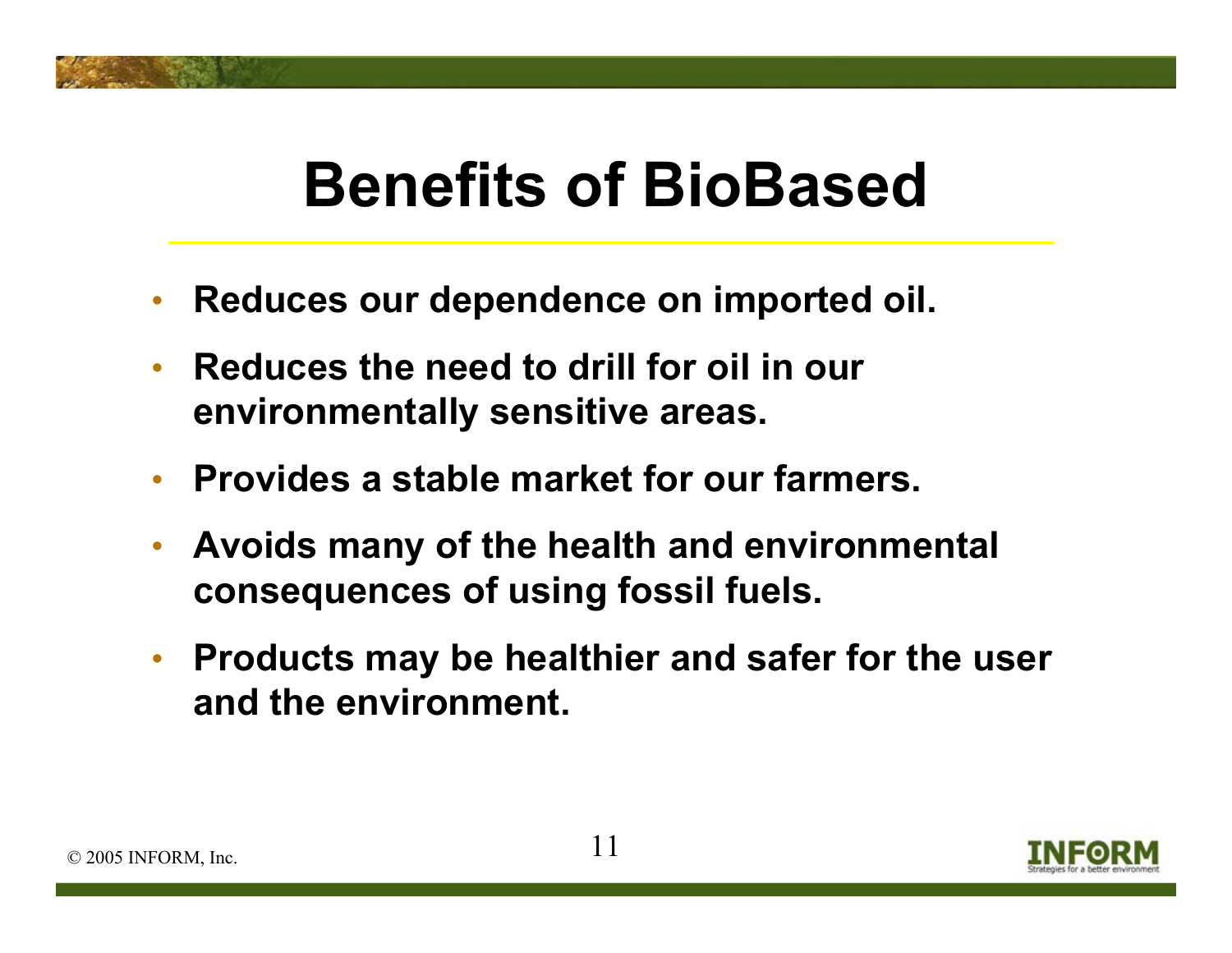# Benefits of BioBased

- **Reduces our dependence on imported oil.**
- **Reduces the need to drill for oil in our environmentally sensitive areas.**
- **Provides a stable market for our farmers.**
- **Avoids many of the health and environmental consequences of using fossil fuels.**
- **Products may be healthier and safer for the user and the environment.**

© 2005 INFORM, Inc.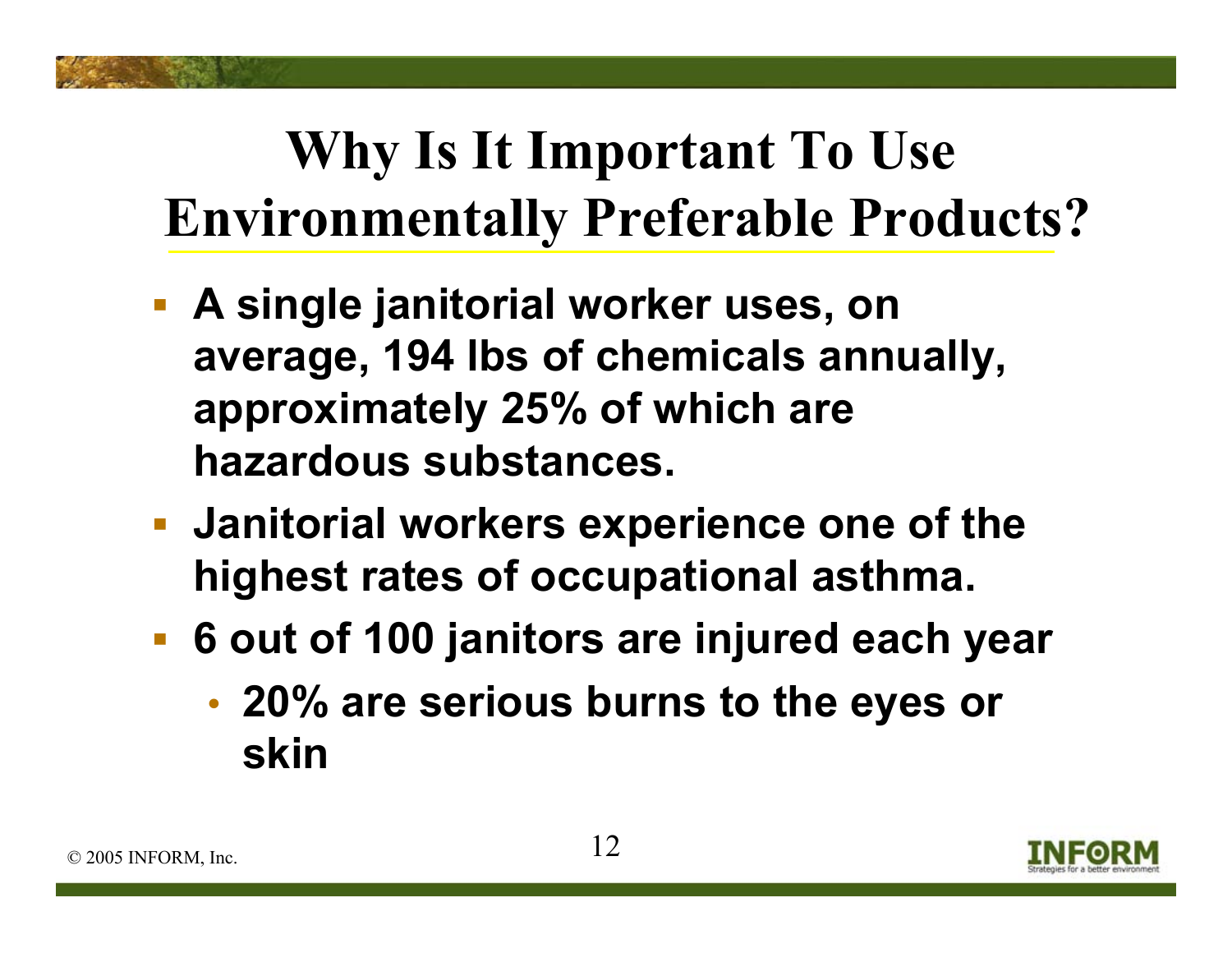# Why Is It Important To Use Environmentally Preferable Products?

- **A single janitorial worker uses, on average, 194 lbs of chemicals annually, approximately 25% of which are hazardous substances.**
- **Janitorial workers experience one of the highest rates of occupational asthma.**
- **6 out of 100 janitors are injured each year**
  - **20% are serious burns to the eyes or skin**

© 2005 INFORM, Inc.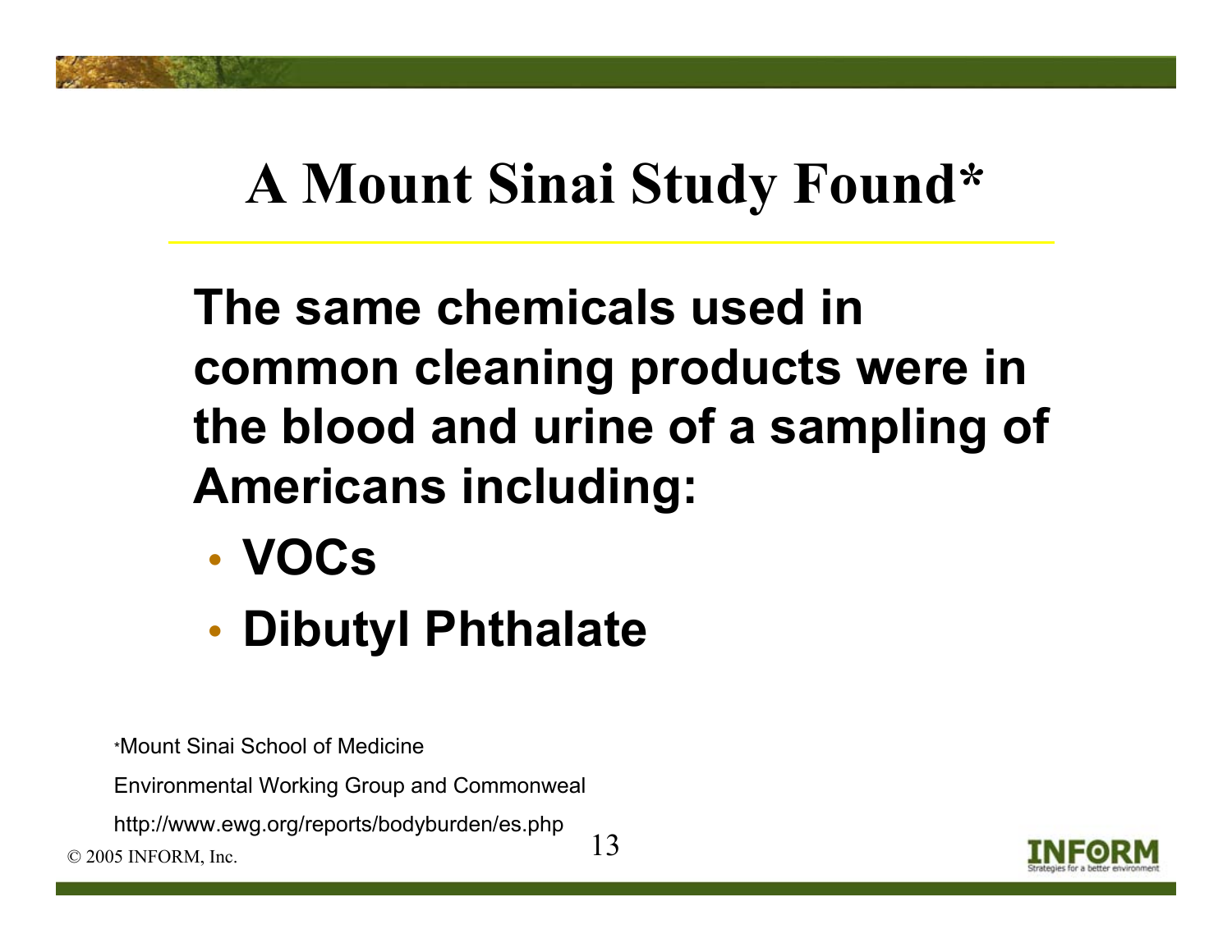# A Mount Sinai Study Found*

**The same chemicals used in common cleaning products were in the blood and urine of a sampling of Americans including:**

- **VOCs**
- **Dibutyl Phthalate**

*Mount Sinai School of Medicine

Environmental Working Group and Commonweal

http://www.ewg.org/reports/bodyburden/es.php

© 2005 INFORM, Inc.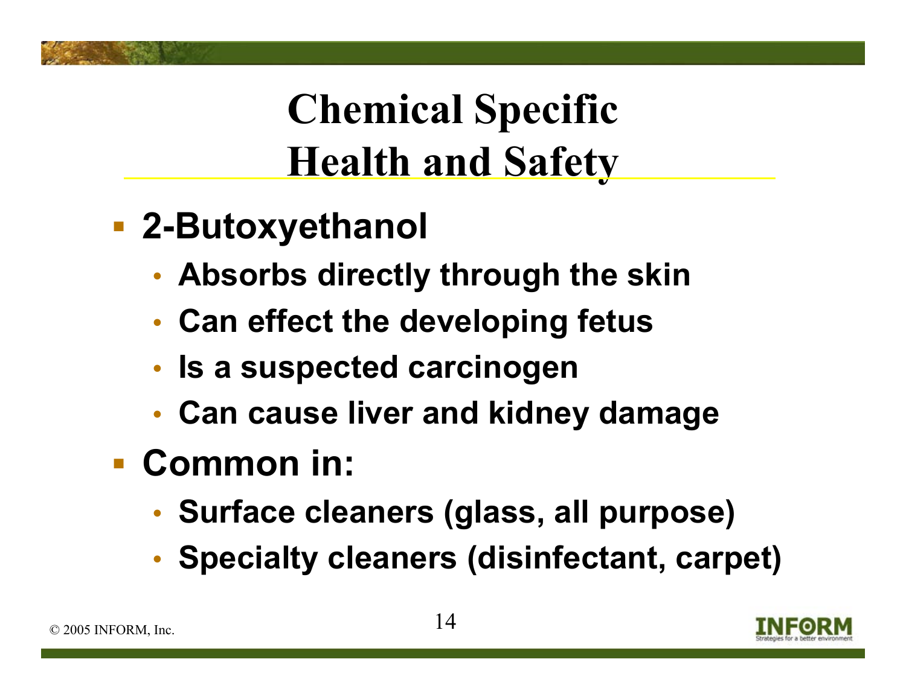# Chemical Specific Health and Safety

- **2-Butoxyethanol**
  - **Absorbs directly through the skin**
  - **Can effect the developing fetus**
  - **Is a suspected carcinogen**
  - **Can cause liver and kidney damage**
- **Common in:**
  - **Surface cleaners (glass, all purpose)**
  - **Specialty cleaners (disinfectant, carpet)**

© 2005 INFORM, Inc.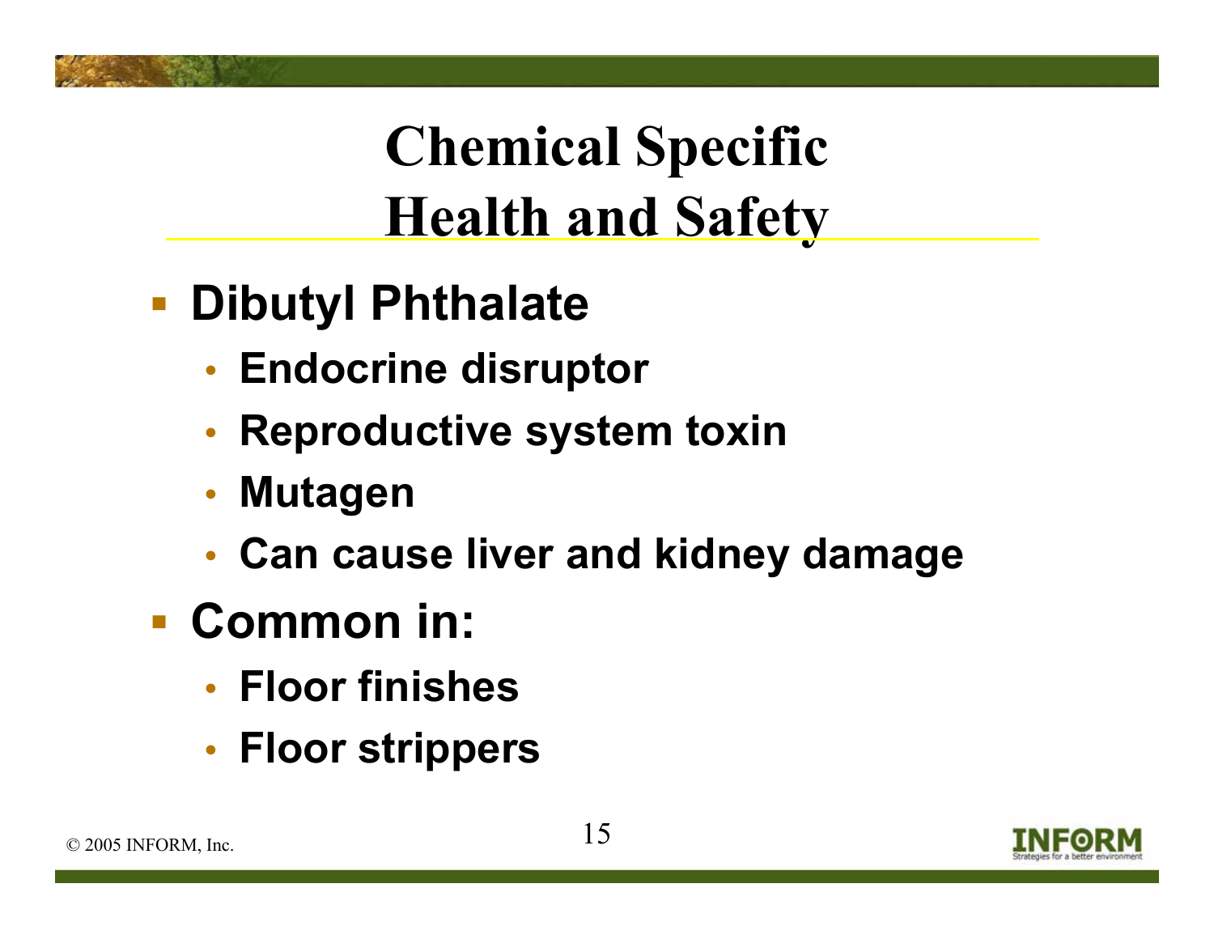# Chemical Specific Health and Safety

- Dibutyl Phthalate
  - Endocrine disruptor
  - Reproductive system toxin
  - Mutagen
  - Can cause liver and kidney damage
- Common in:
  - Floor finishes
  - Floor strippers

© 2005 INFORM, Inc.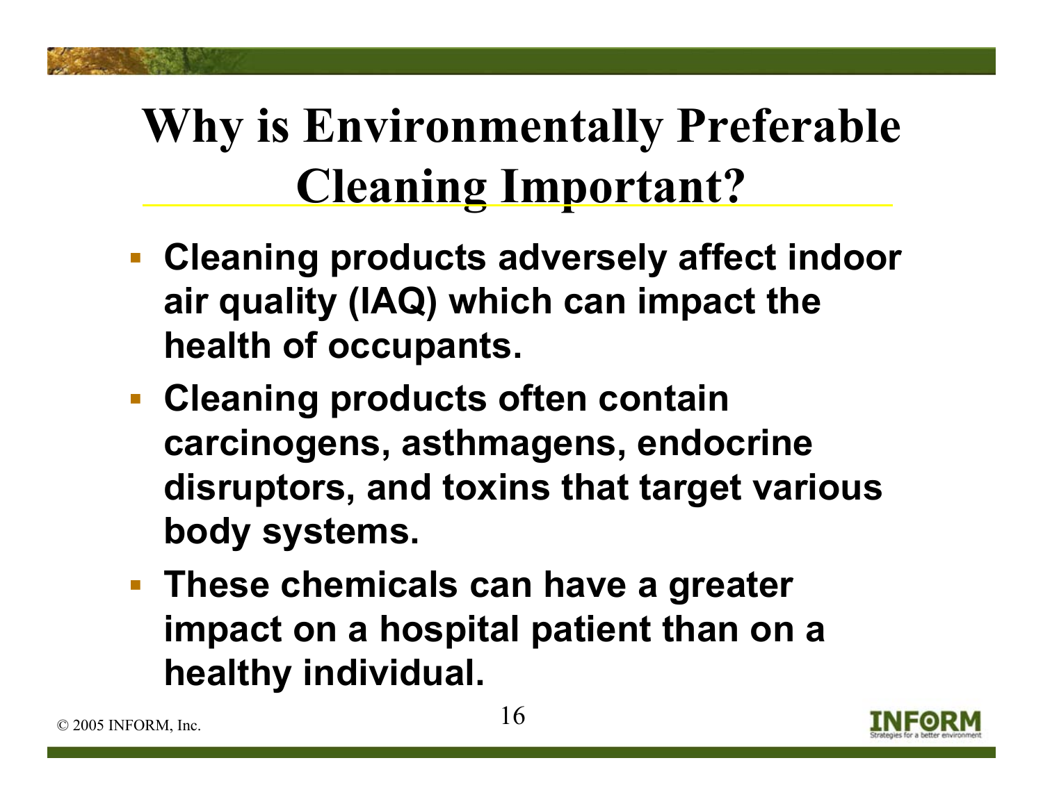# Why is Environmentally Preferable Cleaning Important?

- **Cleaning products adversely affect indoor air quality (IAQ) which can impact the health of occupants.**
- **Cleaning products often contain carcinogens, asthmagens, endocrine disruptors, and toxins that target various body systems.**
- **These chemicals can have a greater impact on a hospital patient than on a healthy individual.**

© 2005 INFORM, Inc.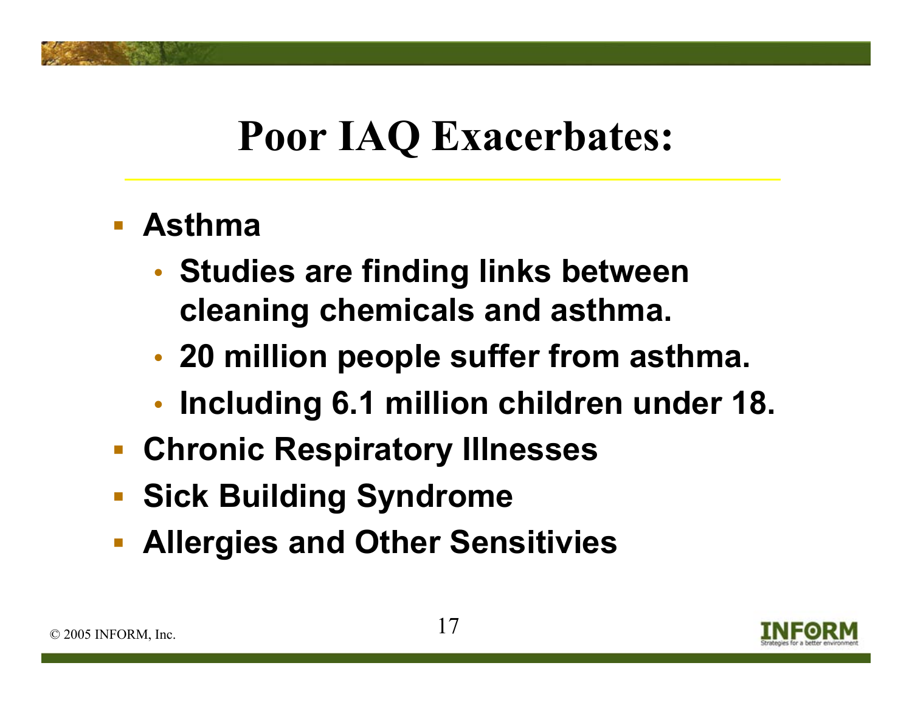# Poor IAQ Exacerbates:

- **Asthma**
  - **Studies are finding links between cleaning chemicals and asthma.**
  - **20 million people suffer from asthma.**
  - **Including 6.1 million children under 18.**
- **Chronic Respiratory Illnesses**
- **Sick Building Syndrome**
- **Allergies and Other Sensitivies**

© 2005 INFORM, Inc.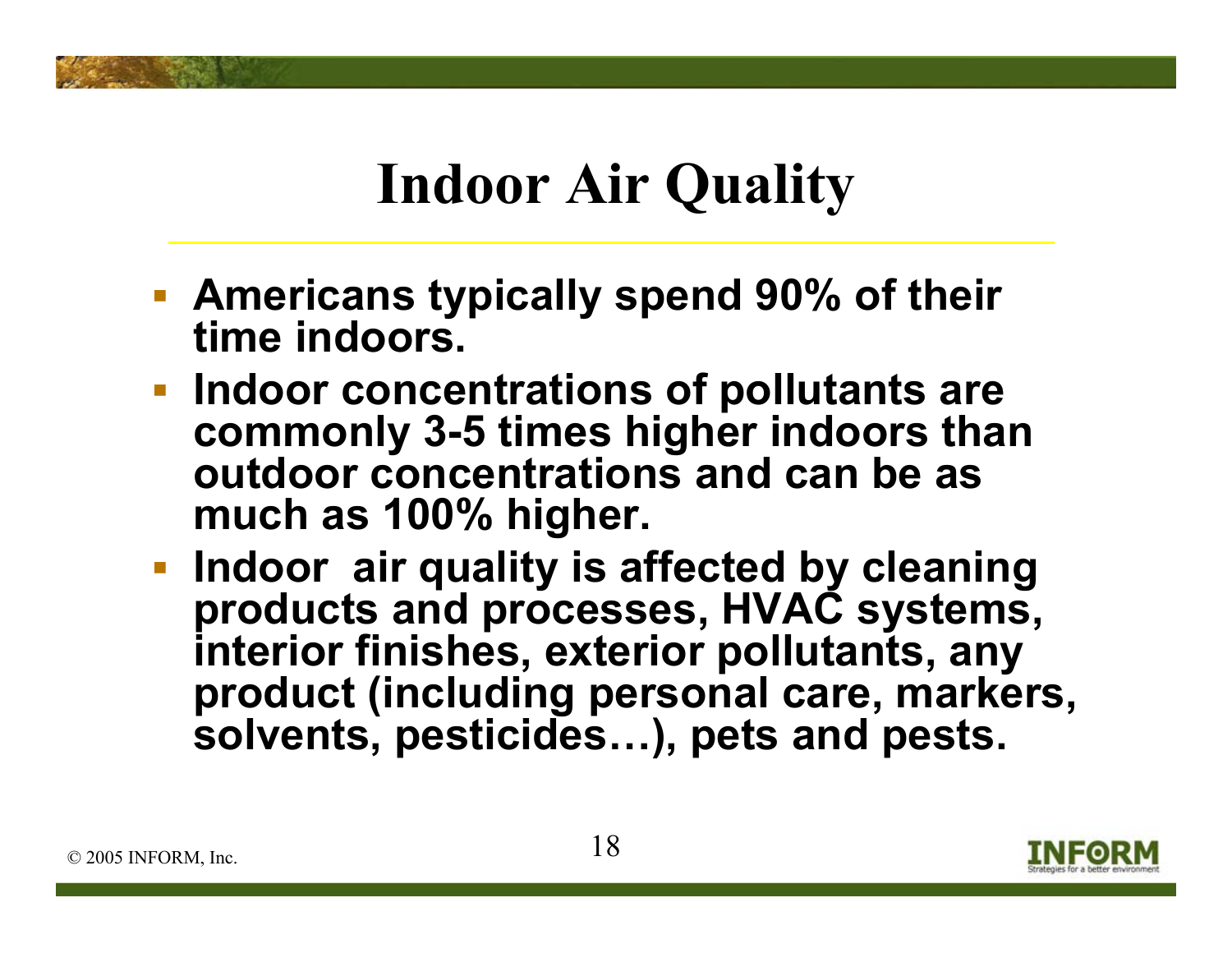# Indoor Air Quality

- **Americans typically spend 90% of their time indoors.**
- **Indoor concentrations of pollutants are commonly 3-5 times higher indoors than outdoor concentrations and can be as much as 100% higher.**
- **Indoor air quality is affected by cleaning products and processes, HVAC systems, interior finishes, exterior pollutants, any product (including personal care, markers, solvents, pesticides…), pets and pests.**

© 2005 INFORM, Inc.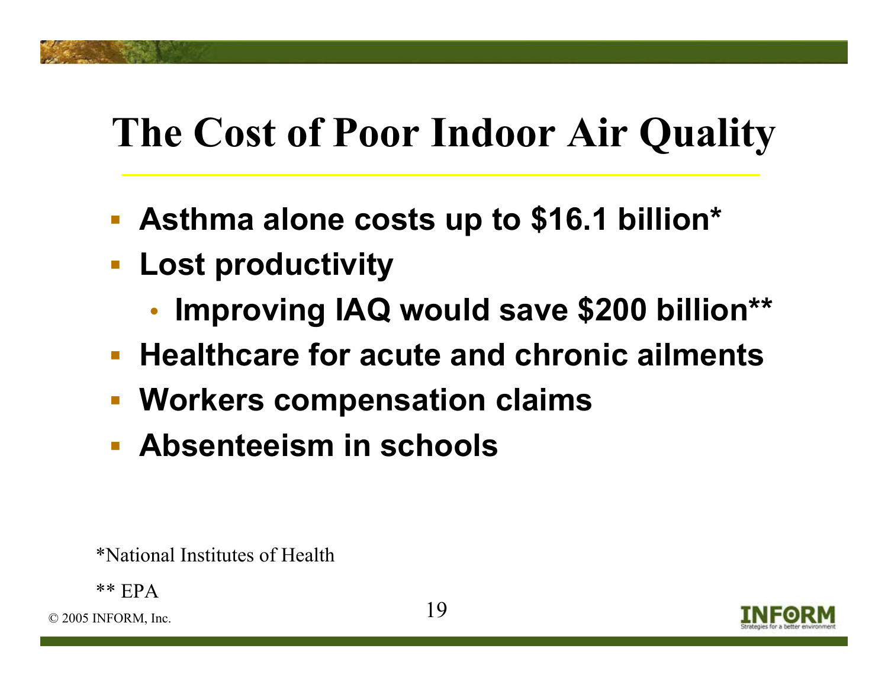# The Cost of Poor Indoor Air Quality

- **Asthma alone costs up to $16.1 billion***
- **Lost productivity**
  - **Improving IAQ would save $200 billion****
- **Healthcare for acute and chronic ailments**
- **Workers compensation claims**
- **Absenteeism in schools**

*National Institutes of Health

** EPA

© 2005 INFORM, Inc.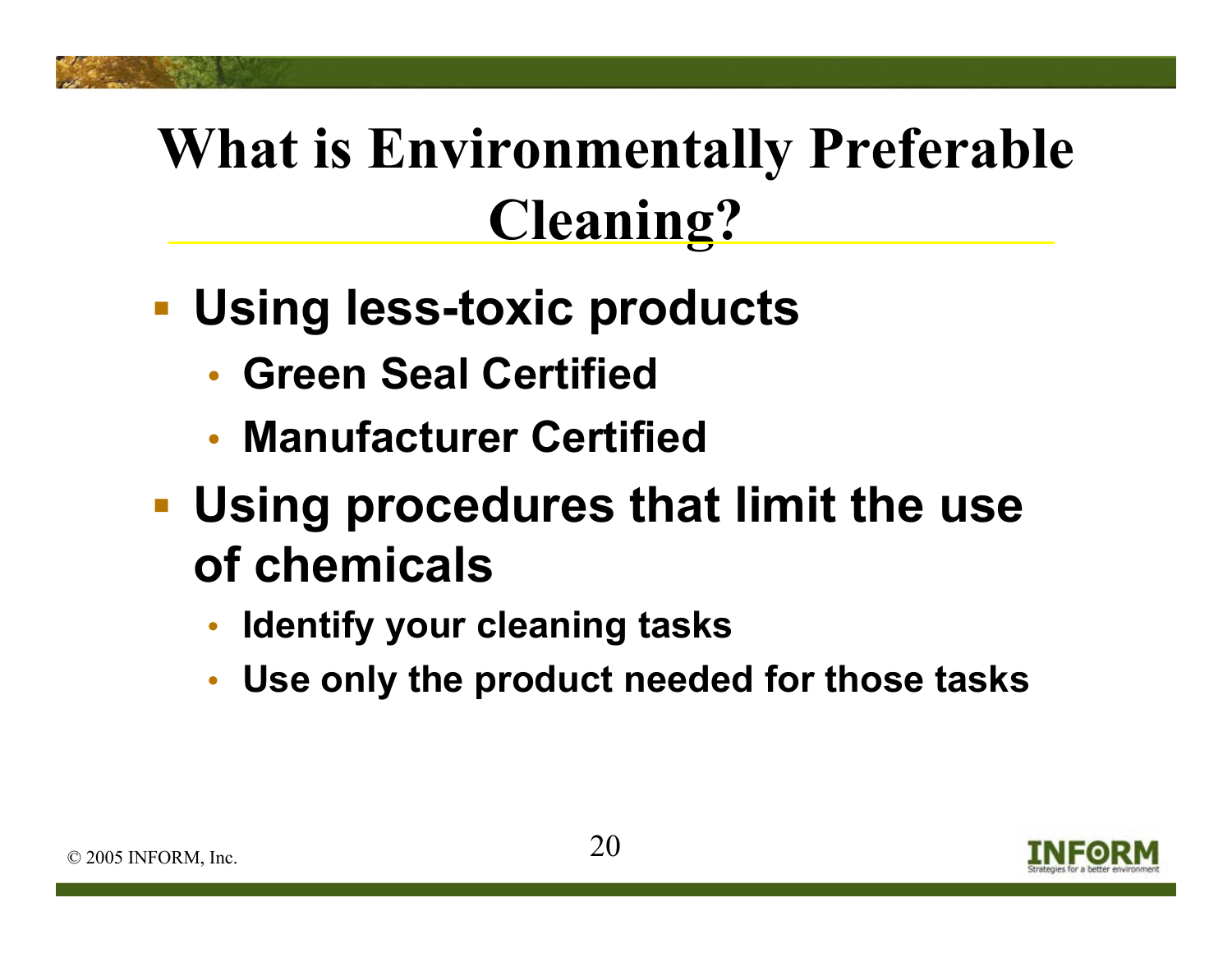# What is Environmentally Preferable Cleaning?

- **Using less-toxic products**
  - **Green Seal Certified**
  - **Manufacturer Certified**
- **Using procedures that limit the use of chemicals**
  - **Identify your cleaning tasks**
  - **Use only the product needed for those tasks**

© 2005 INFORM, Inc.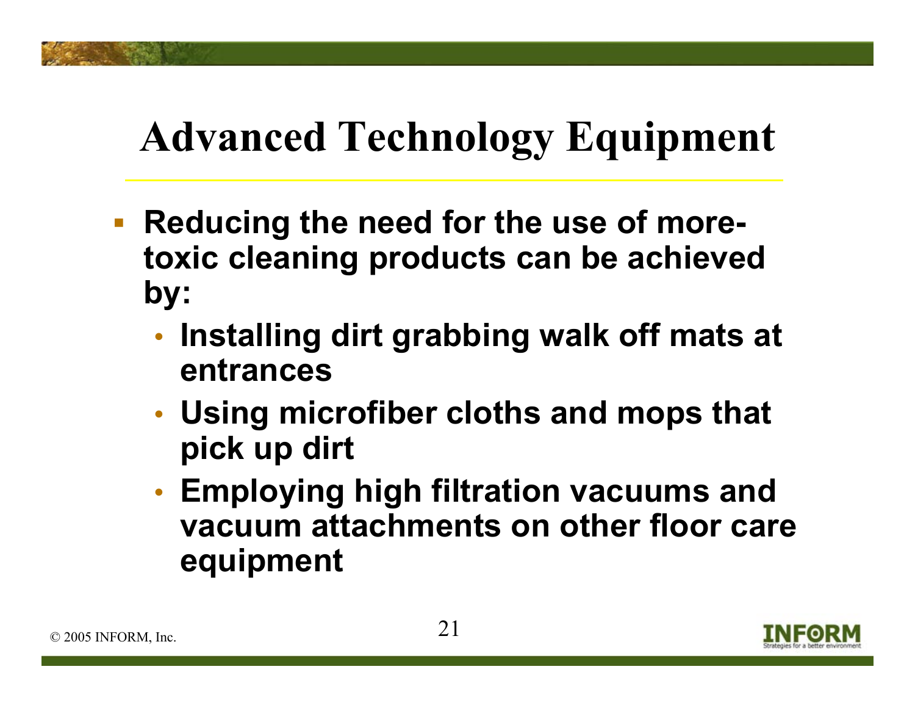# Advanced Technology Equipment

- **Reducing the need for the use of more-toxic cleaning products can be achieved by:**
  - **Installing dirt grabbing walk off mats at entrances**
  - **Using microfiber cloths and mops that pick up dirt**
  - **Employing high filtration vacuums and vacuum attachments on other floor care equipment**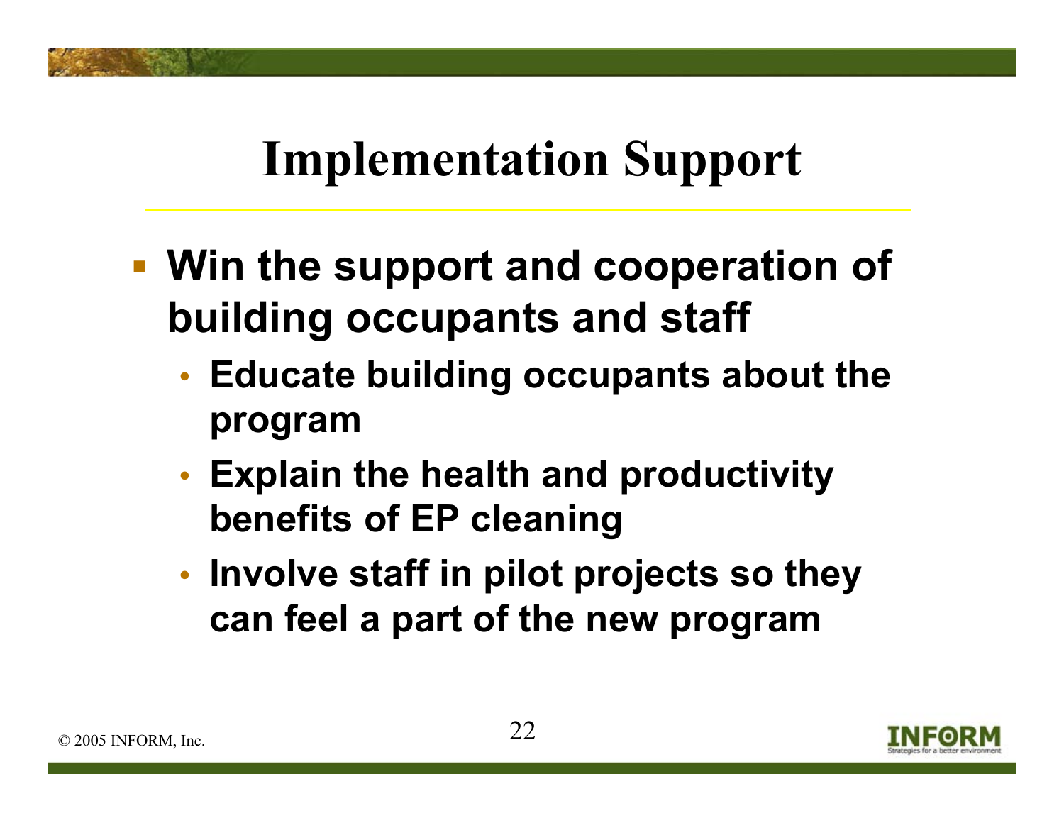# Implementation Support

- Win the support and cooperation of building occupants and staff
  - Educate building occupants about the program
  - Explain the health and productivity benefits of EP cleaning
  - Involve staff in pilot projects so they can feel a part of the new program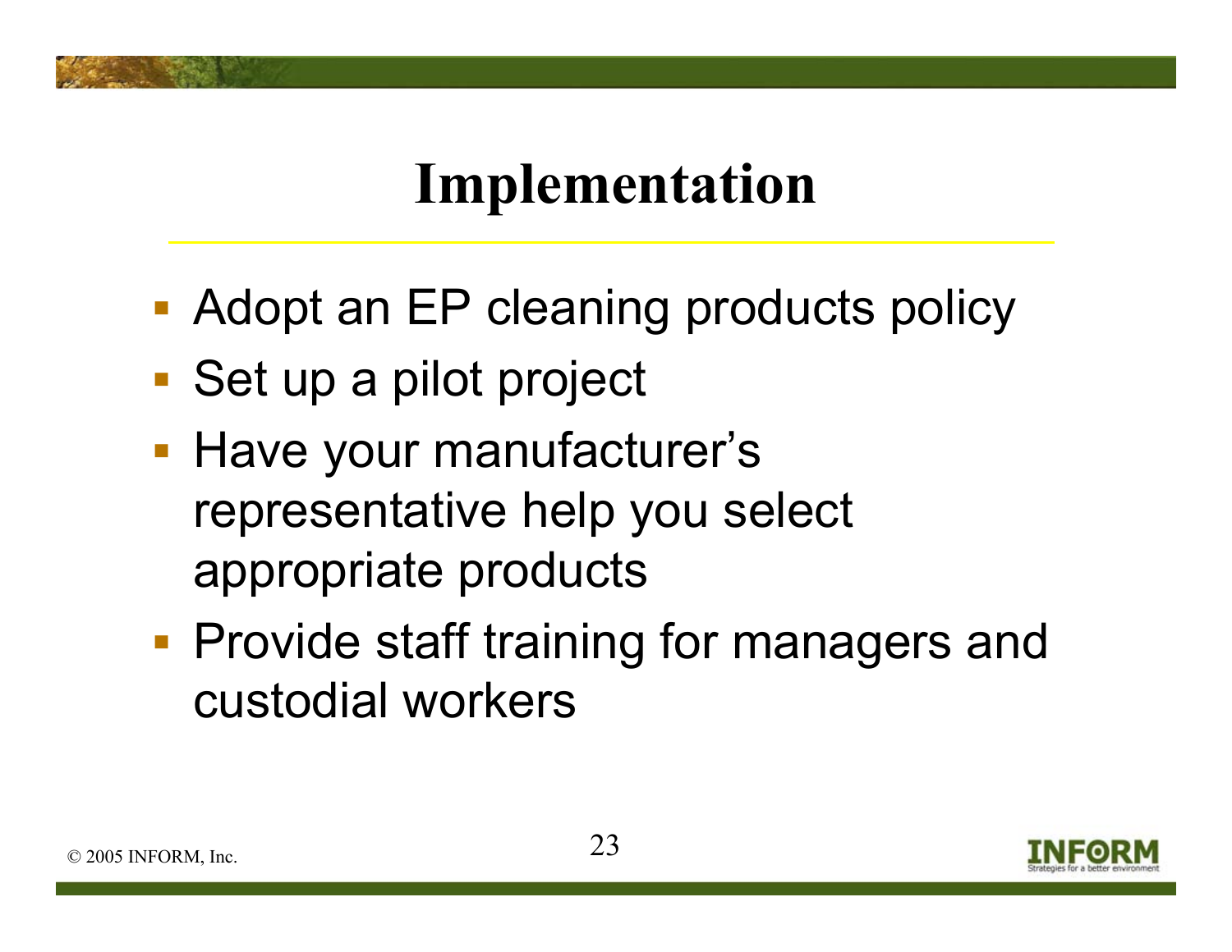# Implementation

- Adopt an EP cleaning products policy
- Set up a pilot project
- Have your manufacturer's representative help you select appropriate products
- Provide staff training for managers and custodial workers

© 2005 INFORM, Inc.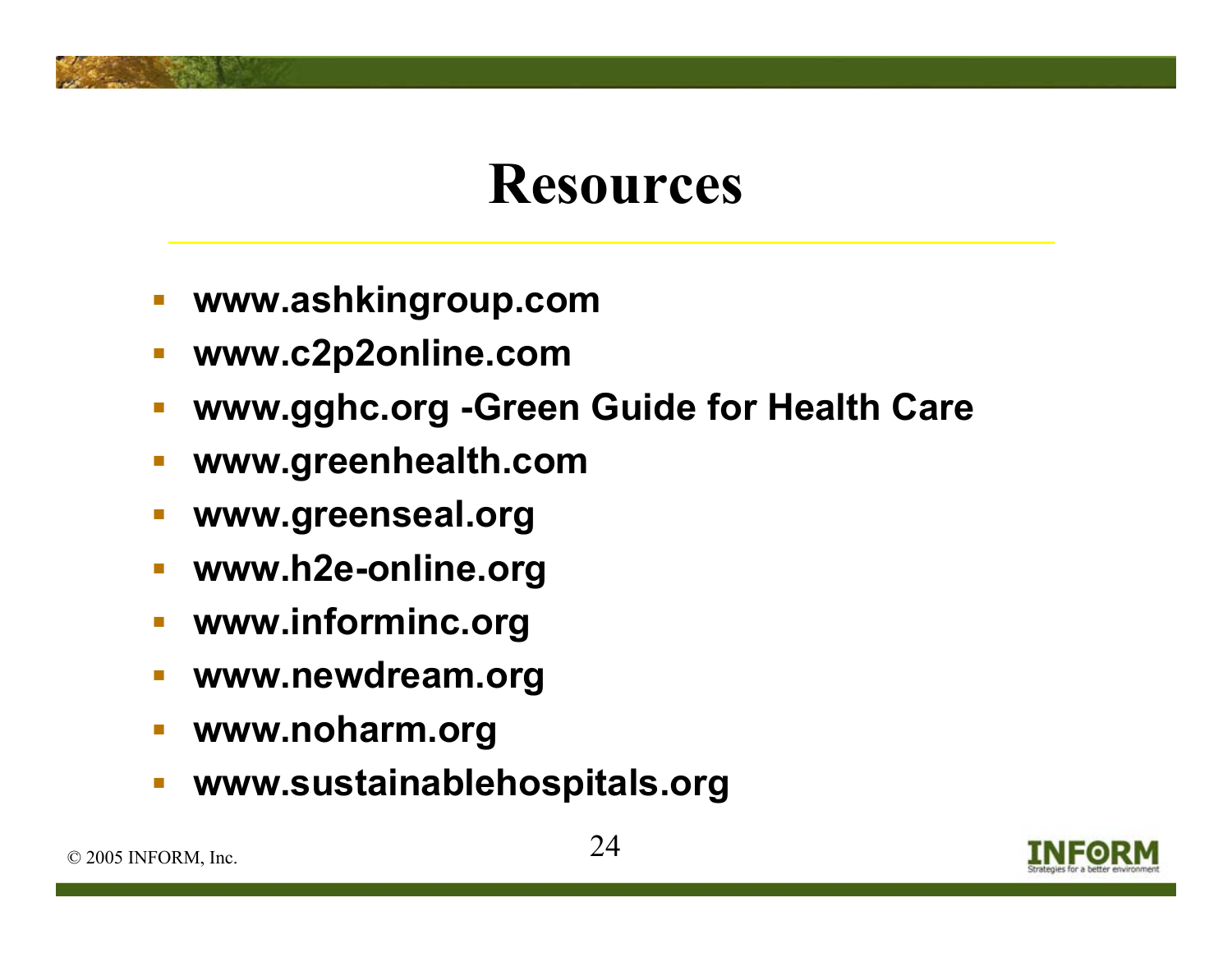# Resources

- **www.ashkingroup.com**
- **www.c2p2online.com**
- **www.gghc.org -Green Guide for Health Care**
- **www.greenhealth.com**
- **www.greenseal.org**
- **www.h2e-online.org**
- **www.informinc.org**
- **www.newdream.org**
- **www.noharm.org**
- **www.sustainablehospitals.org**

© 2005 INFORM, Inc.